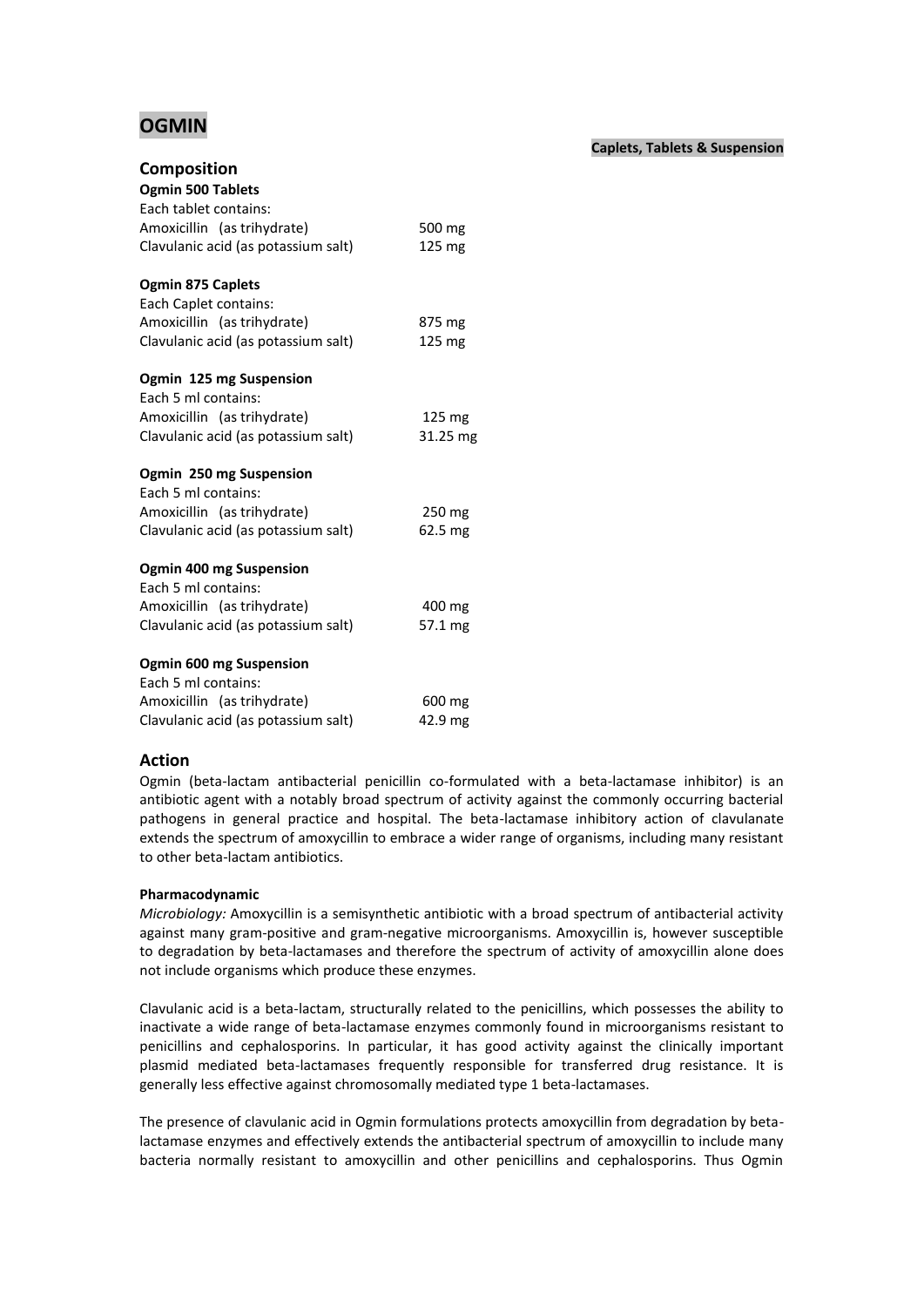# OGMIN

**Caplets, Tablets & Suspension**

## Composition

**Ogmin 500 Tablets**

Each tablet contains:

| | |
|---|---|
| Amoxicillin (as trihydrate) | 500 mg |
| Clavulanic acid (as potassium salt) | 125 mg |

**Ogmin 875 Caplets**

Each Caplet contains:

| | |
|---|---|
| Amoxicillin (as trihydrate) | 875 mg |
| Clavulanic acid (as potassium salt) | 125 mg |

**Ogmin 125 mg Suspension**

Each 5 ml contains:

| | |
|---|---|
| Amoxicillin (as trihydrate) | 125 mg |
| Clavulanic acid (as potassium salt) | 31.25 mg |

**Ogmin 250 mg Suspension**

Each 5 ml contains:

| | |
|---|---|
| Amoxicillin (as trihydrate) | 250 mg |
| Clavulanic acid (as potassium salt) | 62.5 mg |

**Ogmin 400 mg Suspension**

Each 5 ml contains:

| | |
|---|---|
| Amoxicillin (as trihydrate) | 400 mg |
| Clavulanic acid (as potassium salt) | 57.1 mg |

**Ogmin 600 mg Suspension**

Each 5 ml contains:

| | |
|---|---|
| Amoxicillin (as trihydrate) | 600 mg |
| Clavulanic acid (as potassium salt) | 42.9 mg |

## Action

Ogmin (beta-lactam antibacterial penicillin co-formulated with a beta-lactamase inhibitor) is an antibiotic agent with a notably broad spectrum of activity against the commonly occurring bacterial pathogens in general practice and hospital. The beta-lactamase inhibitory action of clavulanate extends the spectrum of amoxycillin to embrace a wider range of organisms, including many resistant to other beta-lactam antibiotics.

**Pharmacodynamic**

*Microbiology:* Amoxycillin is a semisynthetic antibiotic with a broad spectrum of antibacterial activity against many gram-positive and gram-negative microorganisms. Amoxycillin is, however susceptible to degradation by beta-lactamases and therefore the spectrum of activity of amoxycillin alone does not include organisms which produce these enzymes.

Clavulanic acid is a beta-lactam, structurally related to the penicillins, which possesses the ability to inactivate a wide range of beta-lactamase enzymes commonly found in microorganisms resistant to penicillins and cephalosporins. In particular, it has good activity against the clinically important plasmid mediated beta-lactamases frequently responsible for transferred drug resistance. It is generally less effective against chromosomally mediated type 1 beta-lactamases.

The presence of clavulanic acid in Ogmin formulations protects amoxycillin from degradation by beta-lactamase enzymes and effectively extends the antibacterial spectrum of amoxycillin to include many bacteria normally resistant to amoxycillin and other penicillins and cephalosporins. Thus Ogmin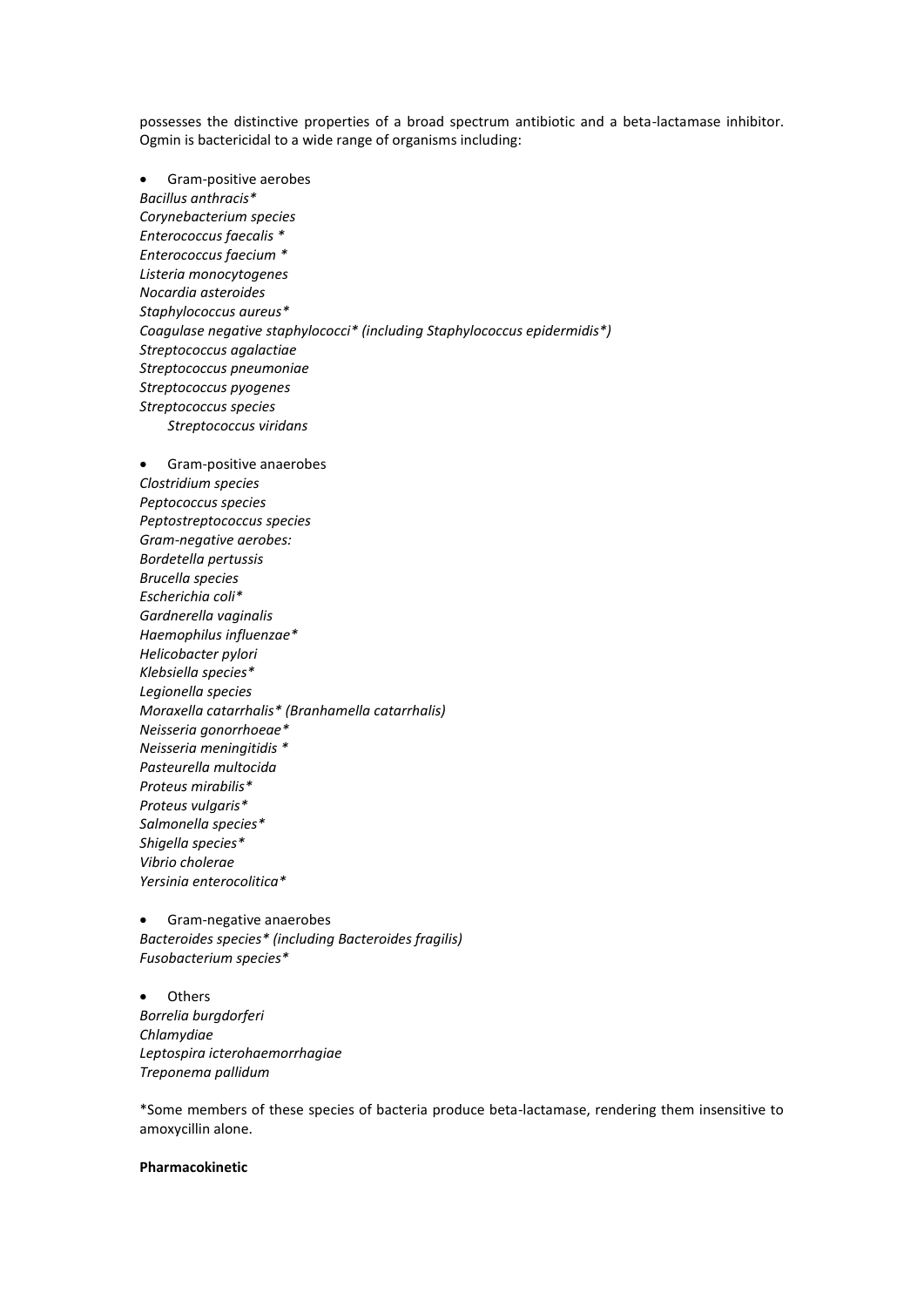possesses the distinctive properties of a broad spectrum antibiotic and a beta-lactamase inhibitor. Ogmin is bactericidal to a wide range of organisms including:

- Gram-positive aerobes

*Bacillus anthracis**
*Corynebacterium species*
*Enterococcus faecalis **
*Enterococcus faecium **
*Listeria monocytogenes*
*Nocardia asteroides*
*Staphylococcus aureus**
*Coagulase negative staphylococci* (including Staphylococcus epidermidis*)*
*Streptococcus agalactiae*
*Streptococcus pneumoniae*
*Streptococcus pyogenes*
*Streptococcus species*
*Streptococcus viridans*

- Gram-positive anaerobes

*Clostridium species*
*Peptococcus species*
*Peptostreptococcus species*
*Gram-negative aerobes:*
*Bordetella pertussis*
*Brucella species*
*Escherichia coli**
*Gardnerella vaginalis*
*Haemophilus influenzae**
*Helicobacter pylori*
*Klebsiella species**
*Legionella species*
*Moraxella catarrhalis* (Branhamella catarrhalis)*
*Neisseria gonorrhoeae**
*Neisseria meningitidis **
*Pasteurella multocida*
*Proteus mirabilis**
*Proteus vulgaris**
*Salmonella species**
*Shigella species**
*Vibrio cholerae*
*Yersinia enterocolitica**

- Gram-negative anaerobes

*Bacteroides species* (including Bacteroides fragilis)*
*Fusobacterium species**

- Others

*Borrelia burgdorferi*
*Chlamydiae*
*Leptospira icterohaemorrhagiae*
*Treponema pallidum*

*Some members of these species of bacteria produce beta-lactamase, rendering them insensitive to amoxycillin alone.

**Pharmacokinetic**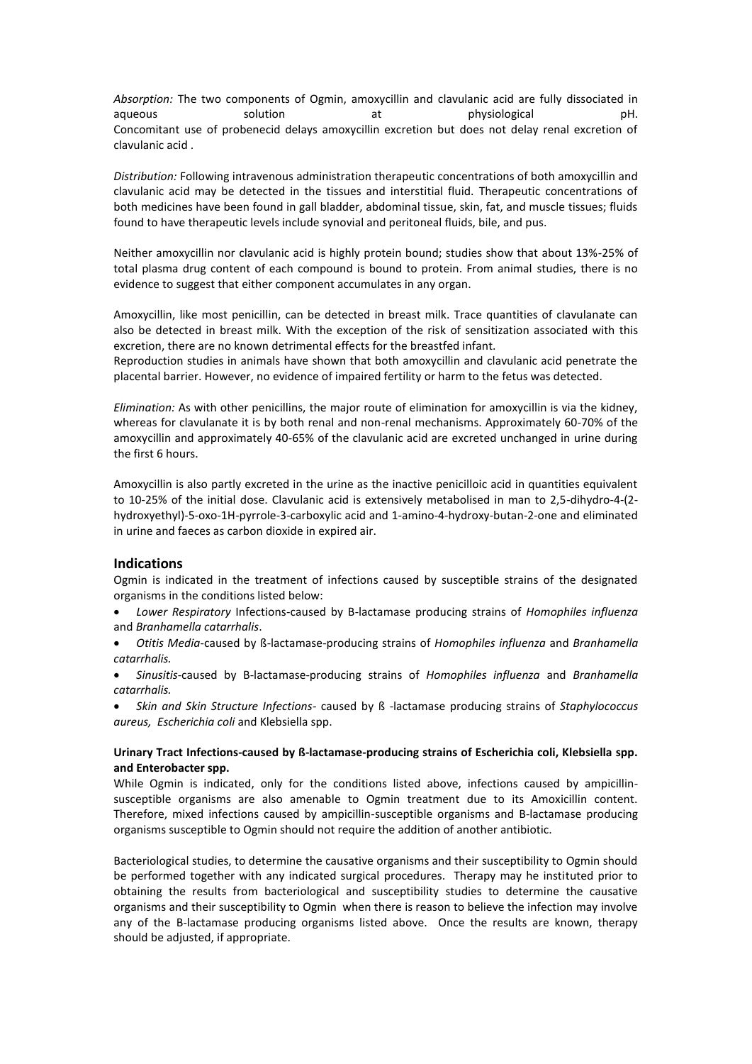*Absorption:* The two components of Ogmin, amoxycillin and clavulanic acid are fully dissociated in aqueous solution at physiological pH.
Concomitant use of probenecid delays amoxycillin excretion but does not delay renal excretion of clavulanic acid .

*Distribution:* Following intravenous administration therapeutic concentrations of both amoxycillin and clavulanic acid may be detected in the tissues and interstitial fluid. Therapeutic concentrations of both medicines have been found in gall bladder, abdominal tissue, skin, fat, and muscle tissues; fluids found to have therapeutic levels include synovial and peritoneal fluids, bile, and pus.

Neither amoxycillin nor clavulanic acid is highly protein bound; studies show that about 13%-25% of total plasma drug content of each compound is bound to protein. From animal studies, there is no evidence to suggest that either component accumulates in any organ.

Amoxycillin, like most penicillin, can be detected in breast milk. Trace quantities of clavulanate can also be detected in breast milk. With the exception of the risk of sensitization associated with this excretion, there are no known detrimental effects for the breastfed infant.
Reproduction studies in animals have shown that both amoxycillin and clavulanic acid penetrate the placental barrier. However, no evidence of impaired fertility or harm to the fetus was detected.

*Elimination:* As with other penicillins, the major route of elimination for amoxycillin is via the kidney, whereas for clavulanate it is by both renal and non-renal mechanisms. Approximately 60-70% of the amoxycillin and approximately 40-65% of the clavulanic acid are excreted unchanged in urine during the first 6 hours.

Amoxycillin is also partly excreted in the urine as the inactive penicilloic acid in quantities equivalent to 10-25% of the initial dose. Clavulanic acid is extensively metabolised in man to 2,5-dihydro-4-(2-hydroxyethyl)-5-oxo-1H-pyrrole-3-carboxylic acid and 1-amino-4-hydroxy-butan-2-one and eliminated in urine and faeces as carbon dioxide in expired air.

## Indications

Ogmin is indicated in the treatment of infections caused by susceptible strains of the designated organisms in the conditions listed below:

- *Lower Respiratory* Infections-caused by B-lactamase producing strains of *Homophiles influenza* and *Branhamella catarrhalis*.
- *Otitis Media*-caused by ß-lactamase-producing strains of *Homophiles influenza* and *Branhamella catarrhalis.*
- *Sinusitis*-caused by B-lactamase-producing strains of *Homophiles influenza* and *Branhamella catarrhalis.*
- *Skin and Skin Structure Infections*- caused by ß -lactamase producing strains of *Staphylococcus aureus, Escherichia coli* and Klebsiella spp.

**Urinary Tract Infections-caused by ß-lactamase-producing strains of Escherichia coli, Klebsiella spp. and Enterobacter spp.**

While Ogmin is indicated, only for the conditions listed above, infections caused by ampicillin-susceptible organisms are also amenable to Ogmin treatment due to its Amoxicillin content. Therefore, mixed infections caused by ampicillin-susceptible organisms and B-lactamase producing organisms susceptible to Ogmin should not require the addition of another antibiotic.

Bacteriological studies, to determine the causative organisms and their susceptibility to Ogmin should be performed together with any indicated surgical procedures. Therapy may he instituted prior to obtaining the results from bacteriological and susceptibility studies to determine the causative organisms and their susceptibility to Ogmin when there is reason to believe the infection may involve any of the B-lactamase producing organisms listed above. Once the results are known, therapy should be adjusted, if appropriate.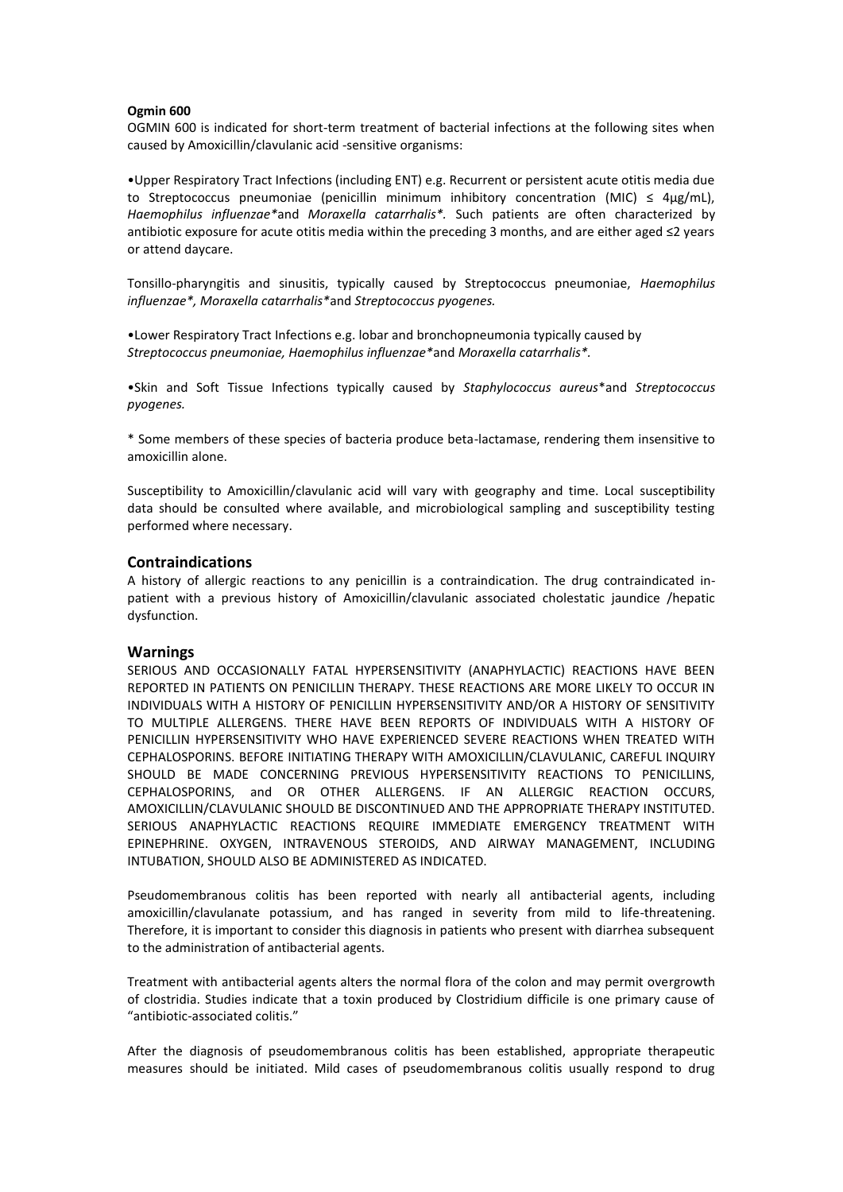**Ogmin 600**

OGMIN 600 is indicated for short-term treatment of bacterial infections at the following sites when caused by Amoxicillin/clavulanic acid -sensitive organisms:

•Upper Respiratory Tract Infections (including ENT) e.g. Recurrent or persistent acute otitis media due to Streptococcus pneumoniae (penicillin minimum inhibitory concentration (MIC) ≤ 4µg/mL), *Haemophilus influenzae**and *Moraxella catarrhalis**. Such patients are often characterized by antibiotic exposure for acute otitis media within the preceding 3 months, and are either aged ≤2 years or attend daycare.

Tonsillo-pharyngitis and sinusitis, typically caused by Streptococcus pneumoniae, *Haemophilus influenzae*, Moraxella catarrhalis**and *Streptococcus pyogenes.*

•Lower Respiratory Tract Infections e.g. lobar and bronchopneumonia typically caused by *Streptococcus pneumoniae, Haemophilus influenzae**and *Moraxella catarrhalis**.

•Skin and Soft Tissue Infections typically caused by *Staphylococcus aureus**and *Streptococcus pyogenes.*

* Some members of these species of bacteria produce beta-lactamase, rendering them insensitive to amoxicillin alone.

Susceptibility to Amoxicillin/clavulanic acid will vary with geography and time. Local susceptibility data should be consulted where available, and microbiological sampling and susceptibility testing performed where necessary.

## Contraindications

A history of allergic reactions to any penicillin is a contraindication. The drug contraindicated in-patient with a previous history of Amoxicillin/clavulanic associated cholestatic jaundice /hepatic dysfunction.

## Warnings

SERIOUS AND OCCASIONALLY FATAL HYPERSENSITIVITY (ANAPHYLACTIC) REACTIONS HAVE BEEN REPORTED IN PATIENTS ON PENICILLIN THERAPY. THESE REACTIONS ARE MORE LIKELY TO OCCUR IN INDIVIDUALS WITH A HISTORY OF PENICILLIN HYPERSENSITIVITY AND/OR A HISTORY OF SENSITIVITY TO MULTIPLE ALLERGENS. THERE HAVE BEEN REPORTS OF INDIVIDUALS WITH A HISTORY OF PENICILLIN HYPERSENSITIVITY WHO HAVE EXPERIENCED SEVERE REACTIONS WHEN TREATED WITH CEPHALOSPORINS. BEFORE INITIATING THERAPY WITH AMOXICILLIN/CLAVULANIC, CAREFUL INQUIRY SHOULD BE MADE CONCERNING PREVIOUS HYPERSENSITIVITY REACTIONS TO PENICILLINS, CEPHALOSPORINS, and OR OTHER ALLERGENS. IF AN ALLERGIC REACTION OCCURS, AMOXICILLIN/CLAVULANIC SHOULD BE DISCONTINUED AND THE APPROPRIATE THERAPY INSTITUTED. SERIOUS ANAPHYLACTIC REACTIONS REQUIRE IMMEDIATE EMERGENCY TREATMENT WITH EPINEPHRINE. OXYGEN, INTRAVENOUS STEROIDS, AND AIRWAY MANAGEMENT, INCLUDING INTUBATION, SHOULD ALSO BE ADMINISTERED AS INDICATED.

Pseudomembranous colitis has been reported with nearly all antibacterial agents, including amoxicillin/clavulanate potassium, and has ranged in severity from mild to life-threatening. Therefore, it is important to consider this diagnosis in patients who present with diarrhea subsequent to the administration of antibacterial agents.

Treatment with antibacterial agents alters the normal flora of the colon and may permit overgrowth of clostridia. Studies indicate that a toxin produced by Clostridium difficile is one primary cause of "antibiotic-associated colitis."

After the diagnosis of pseudomembranous colitis has been established, appropriate therapeutic measures should be initiated. Mild cases of pseudomembranous colitis usually respond to drug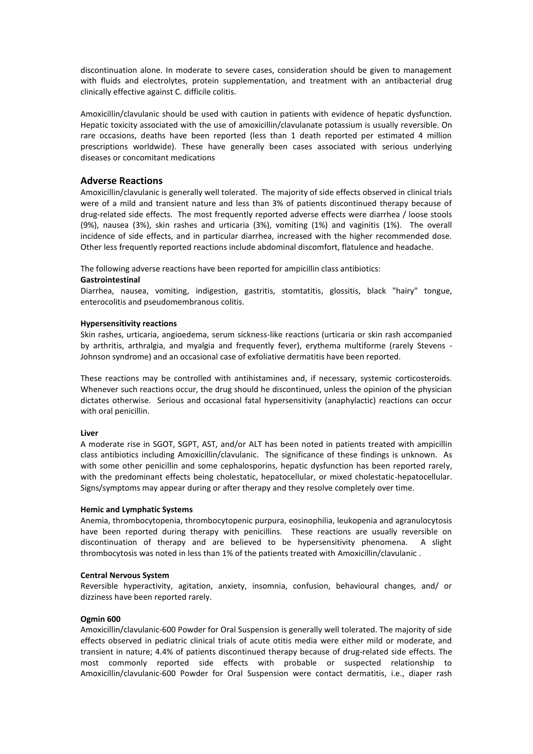discontinuation alone. In moderate to severe cases, consideration should be given to management with fluids and electrolytes, protein supplementation, and treatment with an antibacterial drug clinically effective against C. difficile colitis.

Amoxicillin/clavulanic should be used with caution in patients with evidence of hepatic dysfunction. Hepatic toxicity associated with the use of amoxicillin/clavulanate potassium is usually reversible. On rare occasions, deaths have been reported (less than 1 death reported per estimated 4 million prescriptions worldwide). These have generally been cases associated with serious underlying diseases or concomitant medications

## Adverse Reactions

Amoxicillin/clavulanic is generally well tolerated. The majority of side effects observed in clinical trials were of a mild and transient nature and less than 3% of patients discontinued therapy because of drug-related side effects. The most frequently reported adverse effects were diarrhea / loose stools (9%), nausea (3%), skin rashes and urticaria (3%), vomiting (1%) and vaginitis (1%). The overall incidence of side effects, and in particular diarrhea, increased with the higher recommended dose. Other less frequently reported reactions include abdominal discomfort, flatulence and headache.

The following adverse reactions have been reported for ampicillin class antibiotics:

**Gastrointestinal**

Diarrhea, nausea, vomiting, indigestion, gastritis, stomtatitis, glossitis, black "hairy" tongue, enterocolitis and pseudomembranous colitis.

**Hypersensitivity reactions**

Skin rashes, urticaria, angioedema, serum sickness-like reactions (urticaria or skin rash accompanied by arthritis, arthralgia, and myalgia and frequently fever), erythema multiforme (rarely Stevens - Johnson syndrome) and an occasional case of exfoliative dermatitis have been reported.

These reactions may be controlled with antihistamines and, if necessary, systemic corticosteroids. Whenever such reactions occur, the drug should he discontinued, unless the opinion of the physician dictates otherwise. Serious and occasional fatal hypersensitivity (anaphylactic) reactions can occur with oral penicillin.

**Liver**

A moderate rise in SGOT, SGPT, AST, and/or ALT has been noted in patients treated with ampicillin class antibiotics including Amoxicillin/clavulanic. The significance of these findings is unknown. As with some other penicillin and some cephalosporins, hepatic dysfunction has been reported rarely, with the predominant effects being cholestatic, hepatocellular, or mixed cholestatic-hepatocellular. Signs/symptoms may appear during or after therapy and they resolve completely over time.

**Hemic and Lymphatic Systems**

Anemia, thrombocytopenia, thrombocytopenic purpura, eosinophilia, leukopenia and agranulocytosis have been reported during therapy with penicillins. These reactions are usually reversible on discontinuation of therapy and are believed to be hypersensitivity phenomena. A slight thrombocytosis was noted in less than 1% of the patients treated with Amoxicillin/clavulanic .

**Central Nervous System**

Reversible hyperactivity, agitation, anxiety, insomnia, confusion, behavioural changes, and/ or dizziness have been reported rarely.

**Ogmin 600**

Amoxicillin/clavulanic-600 Powder for Oral Suspension is generally well tolerated. The majority of side effects observed in pediatric clinical trials of acute otitis media were either mild or moderate, and transient in nature; 4.4% of patients discontinued therapy because of drug-related side effects. The most commonly reported side effects with probable or suspected relationship to Amoxicillin/clavulanic-600 Powder for Oral Suspension were contact dermatitis, i.e., diaper rash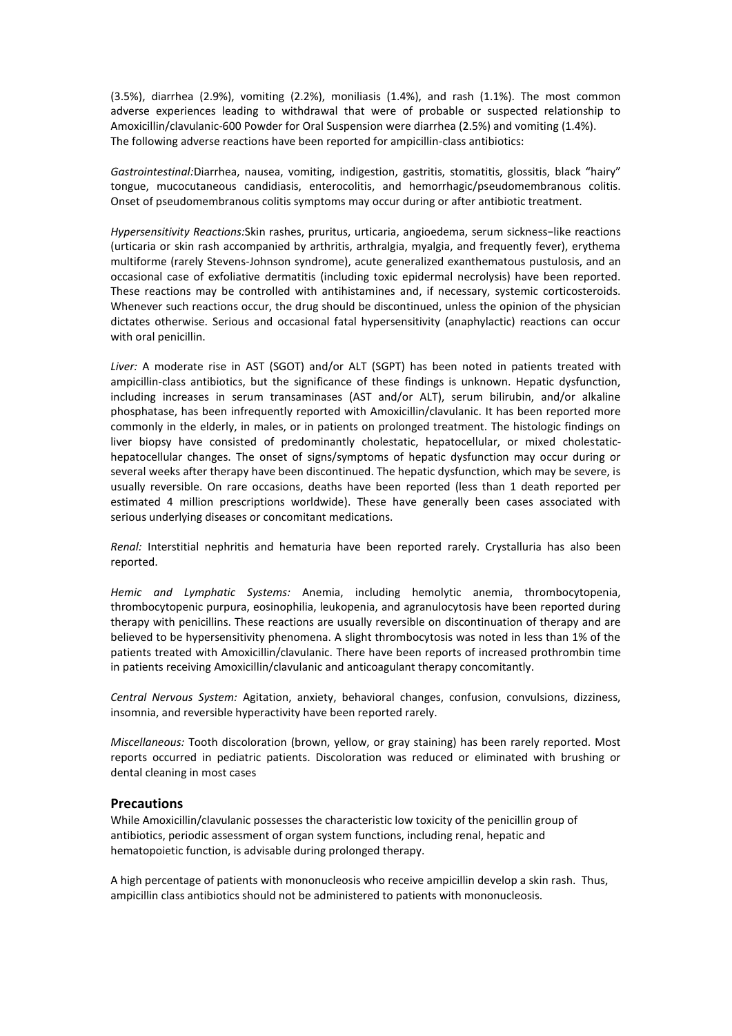(3.5%), diarrhea (2.9%), vomiting (2.2%), moniliasis (1.4%), and rash (1.1%). The most common adverse experiences leading to withdrawal that were of probable or suspected relationship to Amoxicillin/clavulanic-600 Powder for Oral Suspension were diarrhea (2.5%) and vomiting (1.4%).
The following adverse reactions have been reported for ampicillin-class antibiotics:

*Gastrointestinal:*Diarrhea, nausea, vomiting, indigestion, gastritis, stomatitis, glossitis, black "hairy" tongue, mucocutaneous candidiasis, enterocolitis, and hemorrhagic/pseudomembranous colitis. Onset of pseudomembranous colitis symptoms may occur during or after antibiotic treatment.

*Hypersensitivity Reactions:*Skin rashes, pruritus, urticaria, angioedema, serum sickness−like reactions (urticaria or skin rash accompanied by arthritis, arthralgia, myalgia, and frequently fever), erythema multiforme (rarely Stevens-Johnson syndrome), acute generalized exanthematous pustulosis, and an occasional case of exfoliative dermatitis (including toxic epidermal necrolysis) have been reported. These reactions may be controlled with antihistamines and, if necessary, systemic corticosteroids. Whenever such reactions occur, the drug should be discontinued, unless the opinion of the physician dictates otherwise. Serious and occasional fatal hypersensitivity (anaphylactic) reactions can occur with oral penicillin.

*Liver:* A moderate rise in AST (SGOT) and/or ALT (SGPT) has been noted in patients treated with ampicillin-class antibiotics, but the significance of these findings is unknown. Hepatic dysfunction, including increases in serum transaminases (AST and/or ALT), serum bilirubin, and/or alkaline phosphatase, has been infrequently reported with Amoxicillin/clavulanic. It has been reported more commonly in the elderly, in males, or in patients on prolonged treatment. The histologic findings on liver biopsy have consisted of predominantly cholestatic, hepatocellular, or mixed cholestatic-hepatocellular changes. The onset of signs/symptoms of hepatic dysfunction may occur during or several weeks after therapy have been discontinued. The hepatic dysfunction, which may be severe, is usually reversible. On rare occasions, deaths have been reported (less than 1 death reported per estimated 4 million prescriptions worldwide). These have generally been cases associated with serious underlying diseases or concomitant medications.

*Renal:* Interstitial nephritis and hematuria have been reported rarely. Crystalluria has also been reported.

*Hemic and Lymphatic Systems:* Anemia, including hemolytic anemia, thrombocytopenia, thrombocytopenic purpura, eosinophilia, leukopenia, and agranulocytosis have been reported during therapy with penicillins. These reactions are usually reversible on discontinuation of therapy and are believed to be hypersensitivity phenomena. A slight thrombocytosis was noted in less than 1% of the patients treated with Amoxicillin/clavulanic. There have been reports of increased prothrombin time in patients receiving Amoxicillin/clavulanic and anticoagulant therapy concomitantly.

*Central Nervous System:* Agitation, anxiety, behavioral changes, confusion, convulsions, dizziness, insomnia, and reversible hyperactivity have been reported rarely.

*Miscellaneous:* Tooth discoloration (brown, yellow, or gray staining) has been rarely reported. Most reports occurred in pediatric patients. Discoloration was reduced or eliminated with brushing or dental cleaning in most cases

## Precautions

While Amoxicillin/clavulanic possesses the characteristic low toxicity of the penicillin group of antibiotics, periodic assessment of organ system functions, including renal, hepatic and hematopoietic function, is advisable during prolonged therapy.

A high percentage of patients with mononucleosis who receive ampicillin develop a skin rash. Thus, ampicillin class antibiotics should not be administered to patients with mononucleosis.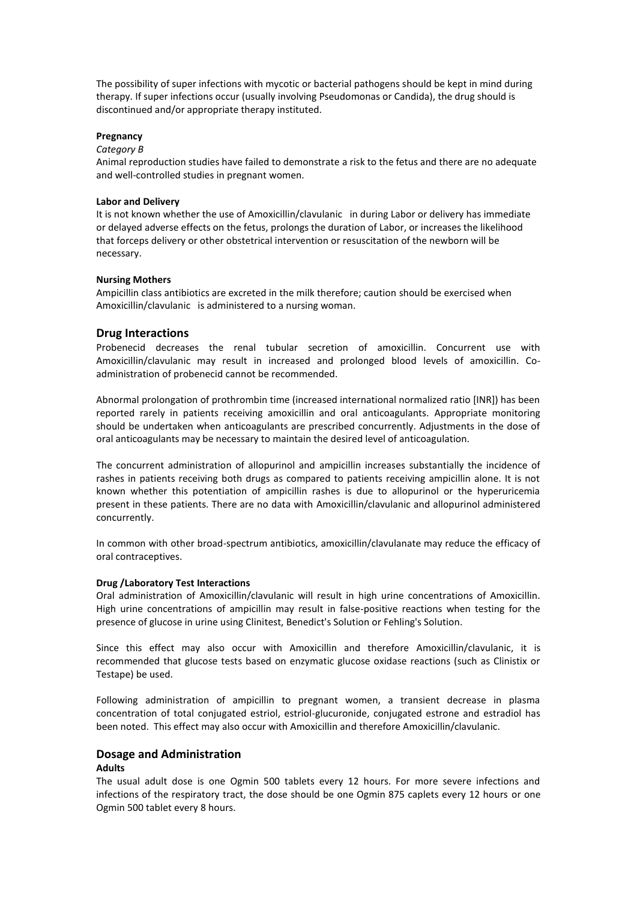The possibility of super infections with mycotic or bacterial pathogens should be kept in mind during therapy. If super infections occur (usually involving Pseudomonas or Candida), the drug should is discontinued and/or appropriate therapy instituted.

**Pregnancy**

*Category B*

Animal reproduction studies have failed to demonstrate a risk to the fetus and there are no adequate and well-controlled studies in pregnant women.

**Labor and Delivery**

It is not known whether the use of Amoxicillin/clavulanic in during Labor or delivery has immediate or delayed adverse effects on the fetus, prolongs the duration of Labor, or increases the likelihood that forceps delivery or other obstetrical intervention or resuscitation of the newborn will be necessary.

**Nursing Mothers**

Ampicillin class antibiotics are excreted in the milk therefore; caution should be exercised when Amoxicillin/clavulanic is administered to a nursing woman.

## Drug Interactions

Probenecid decreases the renal tubular secretion of amoxicillin. Concurrent use with Amoxicillin/clavulanic may result in increased and prolonged blood levels of amoxicillin. Co-administration of probenecid cannot be recommended.

Abnormal prolongation of prothrombin time (increased international normalized ratio [INR]) has been reported rarely in patients receiving amoxicillin and oral anticoagulants. Appropriate monitoring should be undertaken when anticoagulants are prescribed concurrently. Adjustments in the dose of oral anticoagulants may be necessary to maintain the desired level of anticoagulation.

The concurrent administration of allopurinol and ampicillin increases substantially the incidence of rashes in patients receiving both drugs as compared to patients receiving ampicillin alone. It is not known whether this potentiation of ampicillin rashes is due to allopurinol or the hyperuricemia present in these patients. There are no data with Amoxicillin/clavulanic and allopurinol administered concurrently.

In common with other broad-spectrum antibiotics, amoxicillin/clavulanate may reduce the efficacy of oral contraceptives.

**Drug /Laboratory Test Interactions**

Oral administration of Amoxicillin/clavulanic will result in high urine concentrations of Amoxicillin. High urine concentrations of ampicillin may result in false-positive reactions when testing for the presence of glucose in urine using Clinitest, Benedict's Solution or Fehling's Solution.

Since this effect may also occur with Amoxicillin and therefore Amoxicillin/clavulanic, it is recommended that glucose tests based on enzymatic glucose oxidase reactions (such as Clinistix or Testape) be used.

Following administration of ampicillin to pregnant women, a transient decrease in plasma concentration of total conjugated estriol, estriol-glucuronide, conjugated estrone and estradiol has been noted. This effect may also occur with Amoxicillin and therefore Amoxicillin/clavulanic.

## Dosage and Administration

**Adults**

The usual adult dose is one Ogmin 500 tablets every 12 hours. For more severe infections and infections of the respiratory tract, the dose should be one Ogmin 875 caplets every 12 hours or one Ogmin 500 tablet every 8 hours.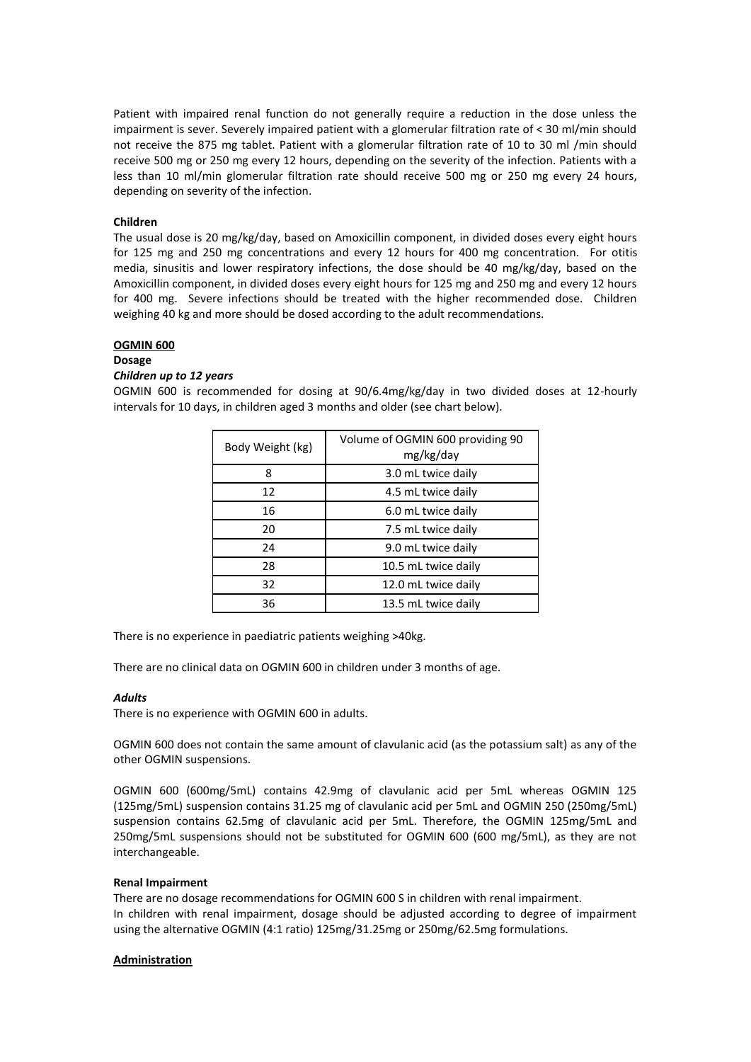Patient with impaired renal function do not generally require a reduction in the dose unless the impairment is sever. Severely impaired patient with a glomerular filtration rate of < 30 ml/min should not receive the 875 mg tablet. Patient with a glomerular filtration rate of 10 to 30 ml /min should receive 500 mg or 250 mg every 12 hours, depending on the severity of the infection. Patients with a less than 10 ml/min glomerular filtration rate should receive 500 mg or 250 mg every 24 hours, depending on severity of the infection.

**Children**

The usual dose is 20 mg/kg/day, based on Amoxicillin component, in divided doses every eight hours for 125 mg and 250 mg concentrations and every 12 hours for 400 mg concentration. For otitis media, sinusitis and lower respiratory infections, the dose should be 40 mg/kg/day, based on the Amoxicillin component, in divided doses every eight hours for 125 mg and 250 mg and every 12 hours for 400 mg. Severe infections should be treated with the higher recommended dose. Children weighing 40 kg and more should be dosed according to the adult recommendations.

**OGMIN 600**

**Dosage**

***Children up to 12 years***

OGMIN 600 is recommended for dosing at 90/6.4mg/kg/day in two divided doses at 12-hourly intervals for 10 days, in children aged 3 months and older (see chart below).

| Body Weight (kg) | Volume of OGMIN 600 providing 90 mg/kg/day |
|---|---|
| 8 | 3.0 mL twice daily |
| 12 | 4.5 mL twice daily |
| 16 | 6.0 mL twice daily |
| 20 | 7.5 mL twice daily |
| 24 | 9.0 mL twice daily |
| 28 | 10.5 mL twice daily |
| 32 | 12.0 mL twice daily |
| 36 | 13.5 mL twice daily |

There is no experience in paediatric patients weighing >40kg.

There are no clinical data on OGMIN 600 in children under 3 months of age.

***Adults***

There is no experience with OGMIN 600 in adults.

OGMIN 600 does not contain the same amount of clavulanic acid (as the potassium salt) as any of the other OGMIN suspensions.

OGMIN 600 (600mg/5mL) contains 42.9mg of clavulanic acid per 5mL whereas OGMIN 125 (125mg/5mL) suspension contains 31.25 mg of clavulanic acid per 5mL and OGMIN 250 (250mg/5mL) suspension contains 62.5mg of clavulanic acid per 5mL. Therefore, the OGMIN 125mg/5mL and 250mg/5mL suspensions should not be substituted for OGMIN 600 (600 mg/5mL), as they are not interchangeable.

**Renal Impairment**

There are no dosage recommendations for OGMIN 600 S in children with renal impairment.
In children with renal impairment, dosage should be adjusted according to degree of impairment using the alternative OGMIN (4:1 ratio) 125mg/31.25mg or 250mg/62.5mg formulations.

**Administration**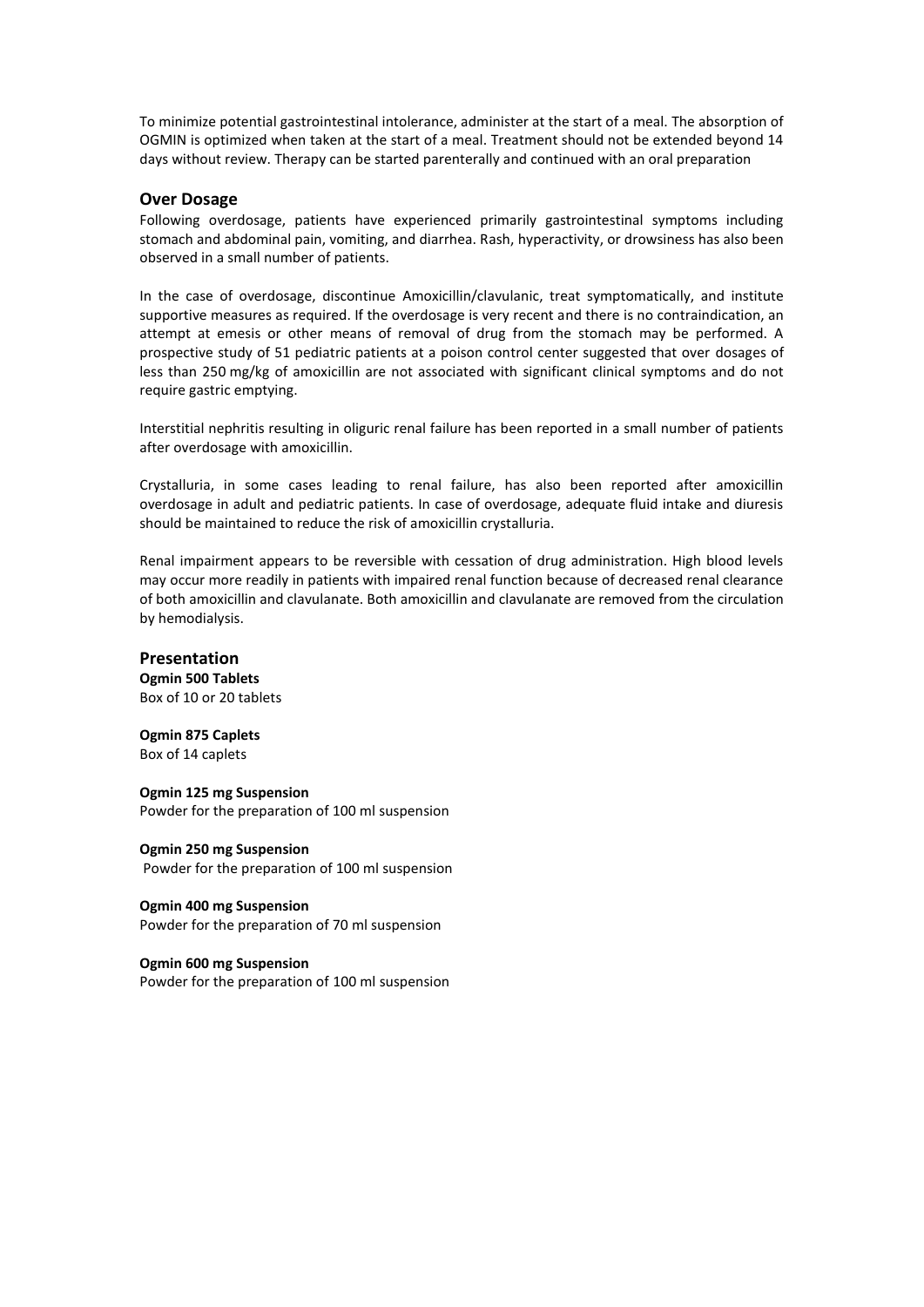To minimize potential gastrointestinal intolerance, administer at the start of a meal. The absorption of OGMIN is optimized when taken at the start of a meal. Treatment should not be extended beyond 14 days without review. Therapy can be started parenterally and continued with an oral preparation

## Over Dosage

Following overdosage, patients have experienced primarily gastrointestinal symptoms including stomach and abdominal pain, vomiting, and diarrhea. Rash, hyperactivity, or drowsiness has also been observed in a small number of patients.

In the case of overdosage, discontinue Amoxicillin/clavulanic, treat symptomatically, and institute supportive measures as required. If the overdosage is very recent and there is no contraindication, an attempt at emesis or other means of removal of drug from the stomach may be performed. A prospective study of 51 pediatric patients at a poison control center suggested that over dosages of less than 250 mg/kg of amoxicillin are not associated with significant clinical symptoms and do not require gastric emptying.

Interstitial nephritis resulting in oliguric renal failure has been reported in a small number of patients after overdosage with amoxicillin.

Crystalluria, in some cases leading to renal failure, has also been reported after amoxicillin overdosage in adult and pediatric patients. In case of overdosage, adequate fluid intake and diuresis should be maintained to reduce the risk of amoxicillin crystalluria.

Renal impairment appears to be reversible with cessation of drug administration. High blood levels may occur more readily in patients with impaired renal function because of decreased renal clearance of both amoxicillin and clavulanate. Both amoxicillin and clavulanate are removed from the circulation by hemodialysis.

## Presentation

**Ogmin 500 Tablets**
Box of 10 or 20 tablets

**Ogmin 875 Caplets**
Box of 14 caplets

**Ogmin 125 mg Suspension**
Powder for the preparation of 100 ml suspension

**Ogmin 250 mg Suspension**
Powder for the preparation of 100 ml suspension

**Ogmin 400 mg Suspension**
Powder for the preparation of 70 ml suspension

**Ogmin 600 mg Suspension**
Powder for the preparation of 100 ml suspension